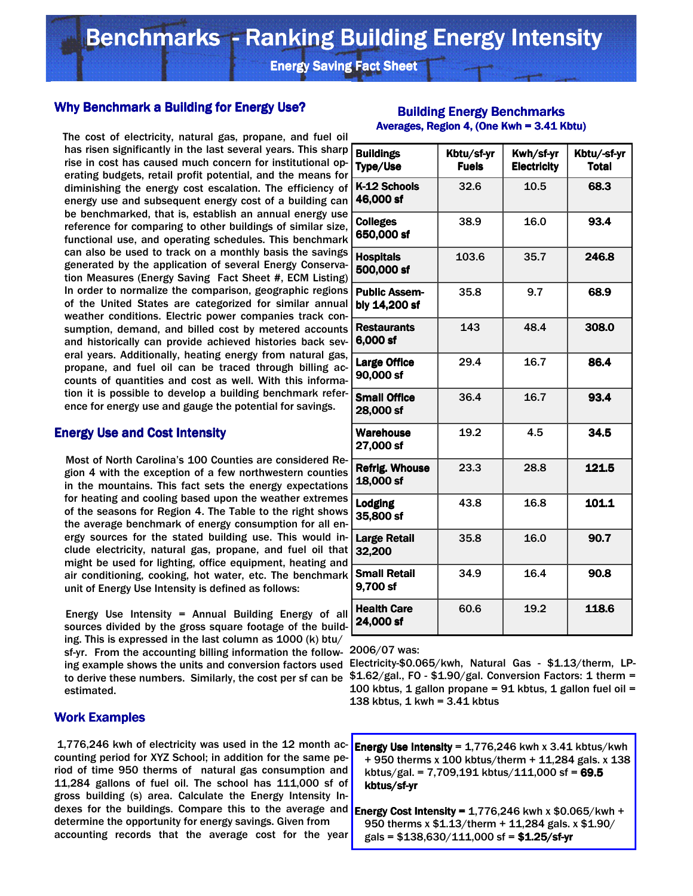# Benchmarks - Ranking Building Energy Intensity

**Energy Saving Fact Sheet**

## Why Benchmark a Building for Energy Use?

The cost of electricity, natural gas, propane, and fuel oil has risen significantly in the last several years. This sharp rise in cost has caused much concern for institutional operating budgets, retail profit potential, and the means for diminishing the energy cost escalation. The efficiency of energy use and subsequent energy cost of a building can be benchmarked, that is, establish an annual energy use reference for comparing to other buildings of similar size, functional use, and operating schedules. This benchmark can also be used to track on a monthly basis the savings generated by the application of several Energy Conservation Measures (Energy Saving Fact Sheet #, ECM Listing) In order to normalize the comparison, geographic regions of the United States are categorized for similar annual weather conditions. Electric power companies track consumption, demand, and billed cost by metered accounts and historically can provide achieved histories back several years. Additionally, heating energy from natural gas, propane, and fuel oil can be traced through billing accounts of quantities and cost as well. With this information it is possible to develop a building benchmark reference for energy use and gauge the potential for savings.

## Energy Use and Cost Intensity

Most of North Carolina's 100 Counties are considered Region 4 with the exception of a few northwestern counties in the mountains. This fact sets the energy expectations for heating and cooling based upon the weather extremes of the seasons for Region 4. The Table to the right shows the average benchmark of energy consumption for all energy sources for the stated building use. This would include electricity, natural gas, propane, and fuel oil that might be used for lighting, office equipment, heating and air conditioning, cooking, hot water, etc. The benchmark unit of Energy Use Intensity is defined as follows:

Energy Use Intensity = Annual Building Energy of all sources divided by the gross square footage of the building. This is expressed in the last column as 1000 (k) btu/sf-yr. From the accounting billing information the following example shows the units and conversion factors used to derive these numbers. Similarly, the cost per sf can be estimated.

## Building Energy Benchmarks

**Averages, Region 4, (One Kwh = 3.41 Kbtu)**

| Buildings Type/Use | Kbtu/sf-yr Fuels | Kwh/sf-yr Electricity | Kbtu/-sf-yr Total |
|---|---|---|---|
| **K-12 Schools 46,000 sf** | 32.6 | 10.5 | **68.3** |
| **Colleges 650,000 sf** | 38.9 | 16.0 | **93.4** |
| **Hospitals 500,000 sf** | 103.6 | 35.7 | **246.8** |
| **Public Assembly 14,200 sf** | 35.8 | 9.7 | **68.9** |
| **Restaurants 6,000 sf** | 143 | 48.4 | **308.0** |
| **Large Office 90,000 sf** | 29.4 | 16.7 | **86.4** |
| **Small Office 28,000 sf** | 36.4 | 16.7 | **93.4** |
| **Warehouse 27,000 sf** | 19.2 | 4.5 | **34.5** |
| **Refrig. Whouse 18,000 sf** | 23.3 | 28.8 | **121.5** |
| **Lodging 35,800 sf** | 43.8 | 16.8 | **101.1** |
| **Large Retail 32,200** | 35.8 | 16.0 | **90.7** |
| **Small Retail 9,700 sf** | 34.9 | 16.4 | **90.8** |
| **Health Care 24,000 sf** | 60.6 | 19.2 | **118.6** |

## Work Examples

1,776,246 kwh of electricity was used in the 12 month accounting period for XYZ School; in addition for the same period of time 950 therms of natural gas consumption and 11,284 gallons of fuel oil. The school has 111,000 sf of gross building (s) area. Calculate the Energy Intensity Indexes for the buildings. Compare this to the average and determine the opportunity for energy savings. Given from accounting records that the average cost for the year 2006/07 was: Electricity-$0.065/kwh, Natural Gas - $1.13/therm, LP-$1.62/gal., FO - $1.90/gal. Conversion Factors: 1 therm = 100 kbtus, 1 gallon propane = 91 kbtus, 1 gallon fuel oil = 138 kbtus, 1 kwh = 3.41 kbtus

**Energy Use Intensity** = 1,776,246 kwh x 3.41 kbtus/kwh + 950 therms x 100 kbtus/therm + 11,284 gals. x 138 kbtus/gal. = 7,709,191 kbtus/111,000 sf = **69.5 kbtus/sf-yr**

**Energy Cost Intensity =** 1,776,246 kwh x $0.065/kwh + 950 therms x $1.13/therm + 11,284 gals. x $1.90/gals = $138,630/111,000 sf = **$1.25/sf-yr**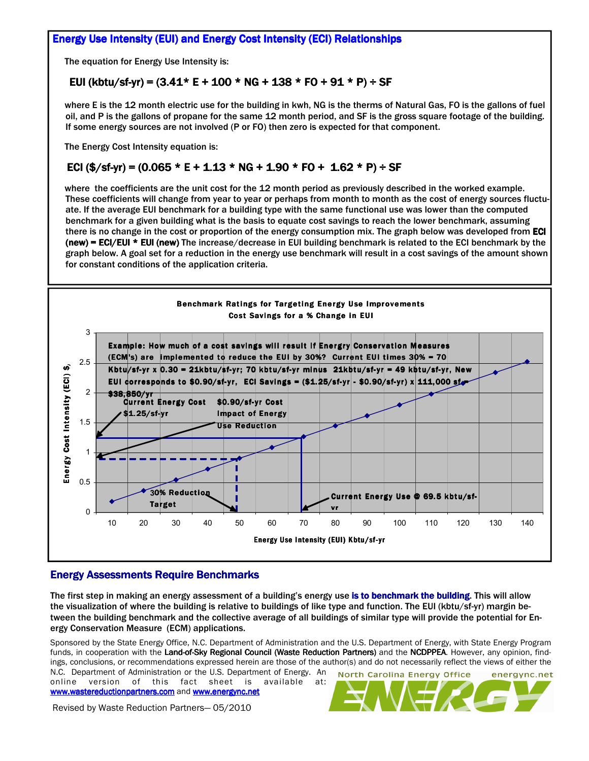## Energy Use Intensity (EUI) and Energy Cost Intensity (ECI) Relationships

The equation for Energy Use Intensity is:

$$\text{EUI (kbtu/sf-yr)} = (3.41 * E + 100 * NG + 138 * FO + 91 * P) \div SF$$

where E is the 12 month electric use for the building in kwh, NG is the therms of Natural Gas, FO is the gallons of fuel oil, and P is the gallons of propane for the same 12 month period, and SF is the gross square footage of the building. If some energy sources are not involved (P or FO) then zero is expected for that component.

The Energy Cost Intensity equation is:

$$\text{ECI (\$/sf-yr)} = (0.065 * E + 1.13 * NG + 1.90 * FO + 1.62 * P) \div SF$$

where the coefficients are the unit cost for the 12 month period as previously described in the worked example. These coefficients will change from year to year or perhaps from month to month as the cost of energy sources fluctuate. If the average EUI benchmark for a building type with the same functional use was lower than the computed benchmark for a given building what is the basis to equate cost savings to reach the lower benchmark, assuming there is no change in the cost or proportion of the energy consumption mix. The graph below was developed from **ECI (new) = ECI/EUI * EUI (new)** The increase/decrease in EUI building benchmark is related to the ECI benchmark by the graph below. A goal set for a reduction in the energy use benchmark will result in a cost savings of the amount shown for constant conditions of the application criteria.

Benchmark Ratings for Targeting Energy Use Improvements
Cost Savings for a % Change in EUI

Example: How much of a cost savings will result if Energry Conservation Measures (ECM's) are implemented to reduce the EUI by 30%? Current EUI times 30% = 70 Kbtu/sf-yr x 0.30 = 21kbtu/sf-yr; 70 kbtu/sf-yr minus 21kbtu/sf-yr = 49 kbtu/sf-yr, New EUI corresponds to $0.90/sf-yr, ECI Savings = ($1.25/sf-yr - $0.90/sf-yr) x 111,000 sf = $38,850/yr

Current Energy Cost $1.25/sf-yr

$0.90/sf-yr Cost Impact of Energy Use Reduction

30% Reduction Target

Current Energy Use @ 69.5 kbtu/sf-yr

Energy Cost Intensity (ECI) $,

0 0.5 1 1.5 2 2.5 3

10 20 30 40 50 60 70 80 90 100 110 120 130 140

Energy Use Intensity (EUI) Kbtu/sf-yr

## Energy Assessments Require Benchmarks

The first step in making an energy assessment of a building's energy use is to benchmark the building. This will allow the visualization of where the building is relative to buildings of like type and function. The EUI (kbtu/sf-yr) margin between the building benchmark and the collective average of all buildings of similar type will provide the potential for Energy Conservation Measure (ECM) applications.

Sponsored by the State Energy Office, N.C. Department of Administration and the U.S. Department of Energy, with State Energy Program funds, in cooperation with the Land-of-Sky Regional Council (Waste Reduction Partners) and the NCDPPEA. However, any opinion, findings, conclusions, or recommendations expressed herein are those of the author(s) and do not necessarily reflect the views of either the N.C. Department of Administration or the U.S. Department of Energy. An online version of this fact sheet is available at: www.wastereductionpartners.com and www.energync.net

North Carolina Energy Office energync.net

ENERGY

Revised by Waste Reduction Partners— 05/2010